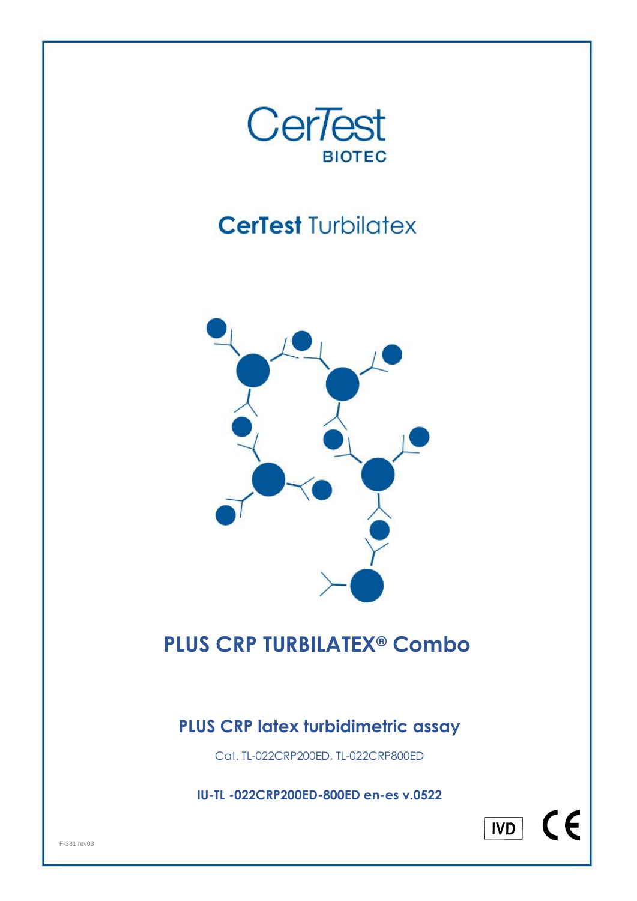CerTest
BIOTEC

# CerTest Turbilatex

# PLUS CRP TURBILATEX® Combo

## PLUS CRP latex turbidimetric assay

Cat. TL-022CRP200ED, TL-022CRP800ED

**IU-TL -022CRP200ED-800ED en-es v.0522**

F-381 rev03

IVD CE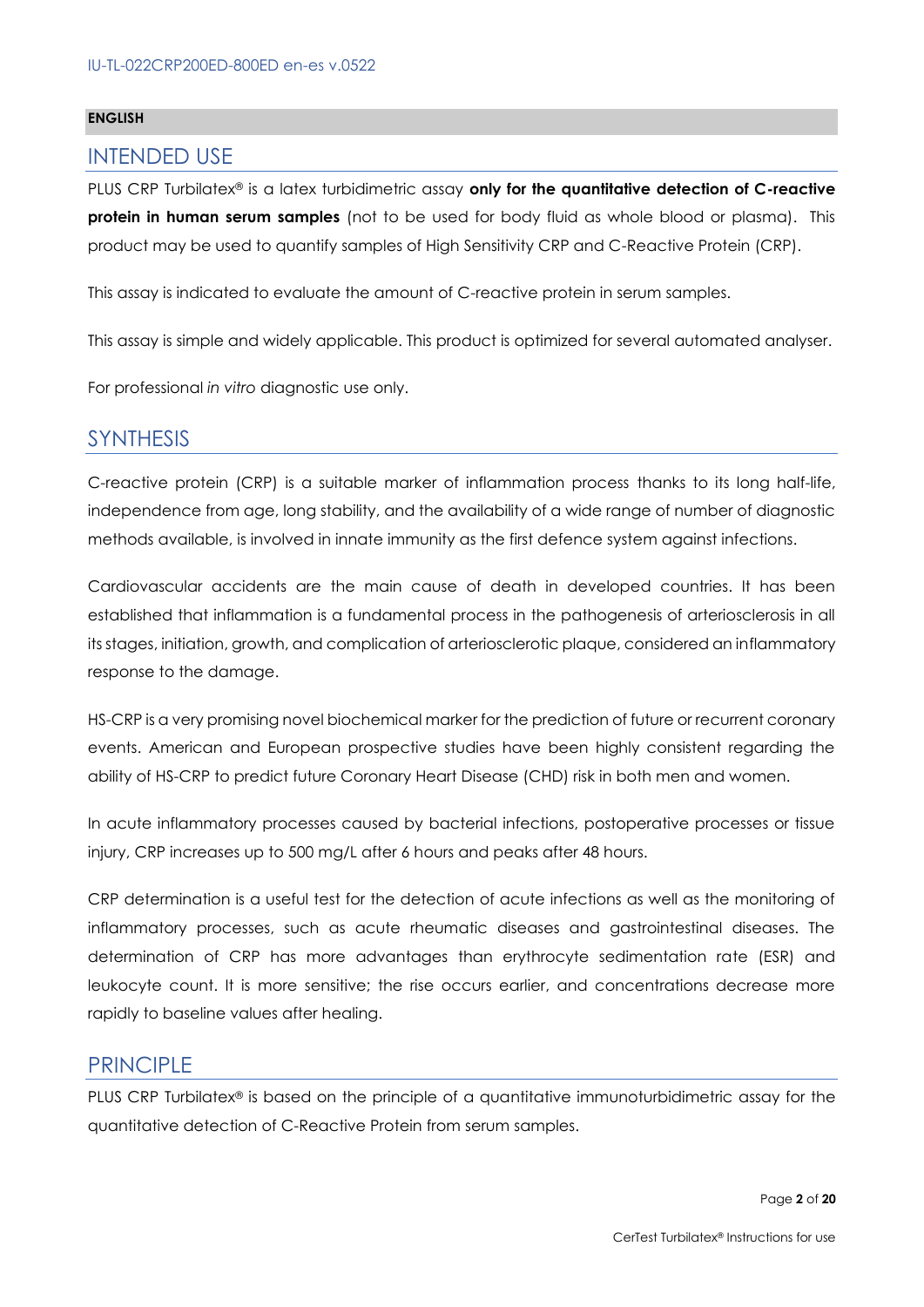**ENGLISH**

## INTENDED USE

PLUS CRP Turbilatex® is a latex turbidimetric assay **only for the quantitative detection of C-reactive protein in human serum samples** (not to be used for body fluid as whole blood or plasma). This product may be used to quantify samples of High Sensitivity CRP and C-Reactive Protein (CRP).

This assay is indicated to evaluate the amount of C-reactive protein in serum samples.

This assay is simple and widely applicable. This product is optimized for several automated analyser.

For professional *in vitro* diagnostic use only.

## SYNTHESIS

C-reactive protein (CRP) is a suitable marker of inflammation process thanks to its long half-life, independence from age, long stability, and the availability of a wide range of number of diagnostic methods available, is involved in innate immunity as the first defence system against infections.

Cardiovascular accidents are the main cause of death in developed countries. It has been established that inflammation is a fundamental process in the pathogenesis of arteriosclerosis in all its stages, initiation, growth, and complication of arteriosclerotic plaque, considered an inflammatory response to the damage.

HS-CRP is a very promising novel biochemical marker for the prediction of future or recurrent coronary events. American and European prospective studies have been highly consistent regarding the ability of HS-CRP to predict future Coronary Heart Disease (CHD) risk in both men and women.

In acute inflammatory processes caused by bacterial infections, postoperative processes or tissue injury, CRP increases up to 500 mg/L after 6 hours and peaks after 48 hours.

CRP determination is a useful test for the detection of acute infections as well as the monitoring of inflammatory processes, such as acute rheumatic diseases and gastrointestinal diseases. The determination of CRP has more advantages than erythrocyte sedimentation rate (ESR) and leukocyte count. It is more sensitive; the rise occurs earlier, and concentrations decrease more rapidly to baseline values after healing.

## PRINCIPLE

PLUS CRP Turbilatex® is based on the principle of a quantitative immunoturbidimetric assay for the quantitative detection of C-Reactive Protein from serum samples.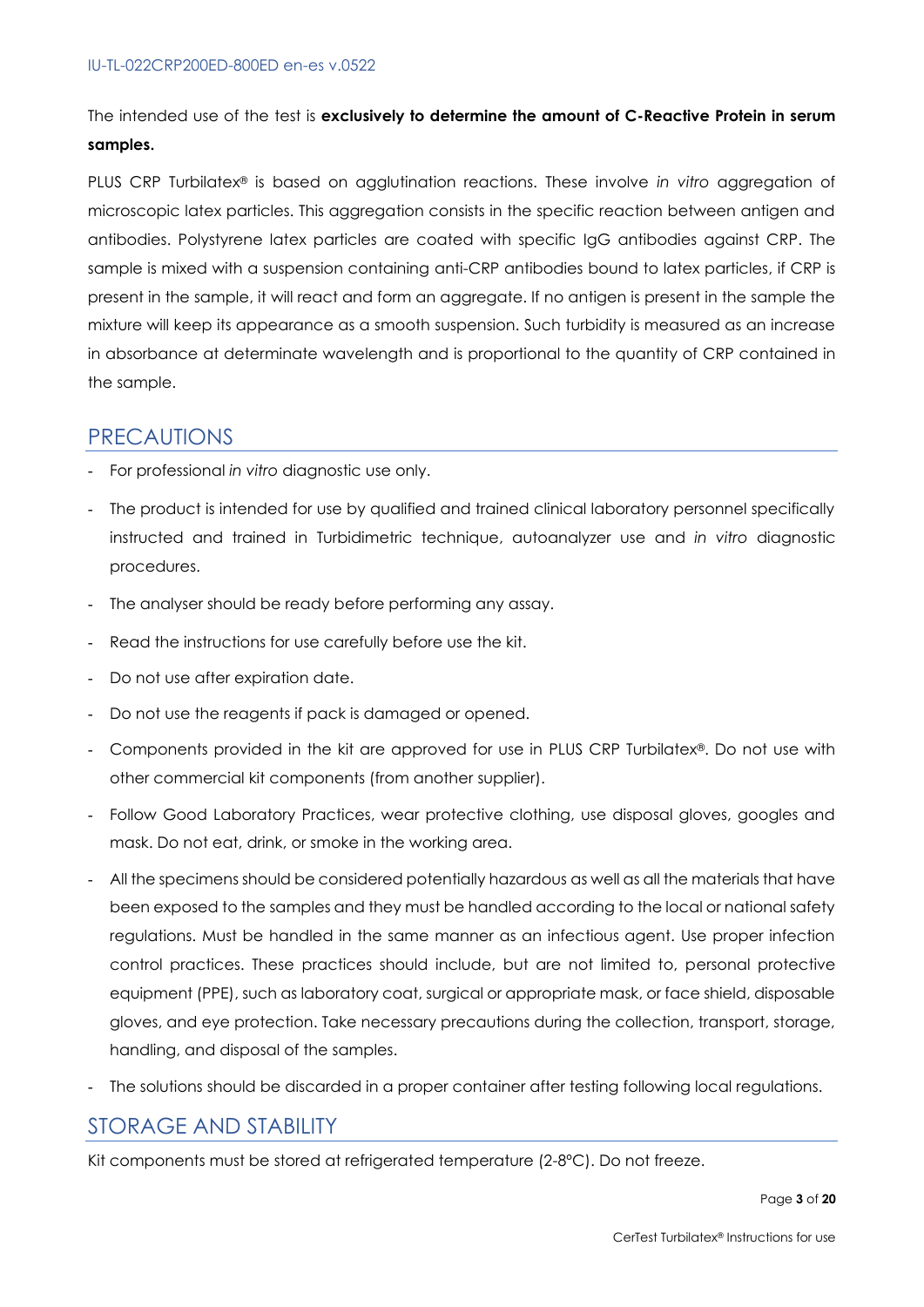The intended use of the test is **exclusively to determine the amount of C-Reactive Protein in serum samples.**

PLUS CRP Turbilatex® is based on agglutination reactions. These involve *in vitro* aggregation of microscopic latex particles. This aggregation consists in the specific reaction between antigen and antibodies. Polystyrene latex particles are coated with specific IgG antibodies against CRP. The sample is mixed with a suspension containing anti-CRP antibodies bound to latex particles, if CRP is present in the sample, it will react and form an aggregate. If no antigen is present in the sample the mixture will keep its appearance as a smooth suspension. Such turbidity is measured as an increase in absorbance at determinate wavelength and is proportional to the quantity of CRP contained in the sample.

## PRECAUTIONS

- For professional *in vitro* diagnostic use only.
- The product is intended for use by qualified and trained clinical laboratory personnel specifically instructed and trained in Turbidimetric technique, autoanalyzer use and *in vitro* diagnostic procedures.
- The analyser should be ready before performing any assay.
- Read the instructions for use carefully before use the kit.
- Do not use after expiration date.
- Do not use the reagents if pack is damaged or opened.
- Components provided in the kit are approved for use in PLUS CRP Turbilatex®. Do not use with other commercial kit components (from another supplier).
- Follow Good Laboratory Practices, wear protective clothing, use disposal gloves, googles and mask. Do not eat, drink, or smoke in the working area.
- All the specimens should be considered potentially hazardous as well as all the materials that have been exposed to the samples and they must be handled according to the local or national safety regulations. Must be handled in the same manner as an infectious agent. Use proper infection control practices. These practices should include, but are not limited to, personal protective equipment (PPE), such as laboratory coat, surgical or appropriate mask, or face shield, disposable gloves, and eye protection. Take necessary precautions during the collection, transport, storage, handling, and disposal of the samples.
- The solutions should be discarded in a proper container after testing following local regulations.

## STORAGE AND STABILITY

Kit components must be stored at refrigerated temperature (2-8°C). Do not freeze.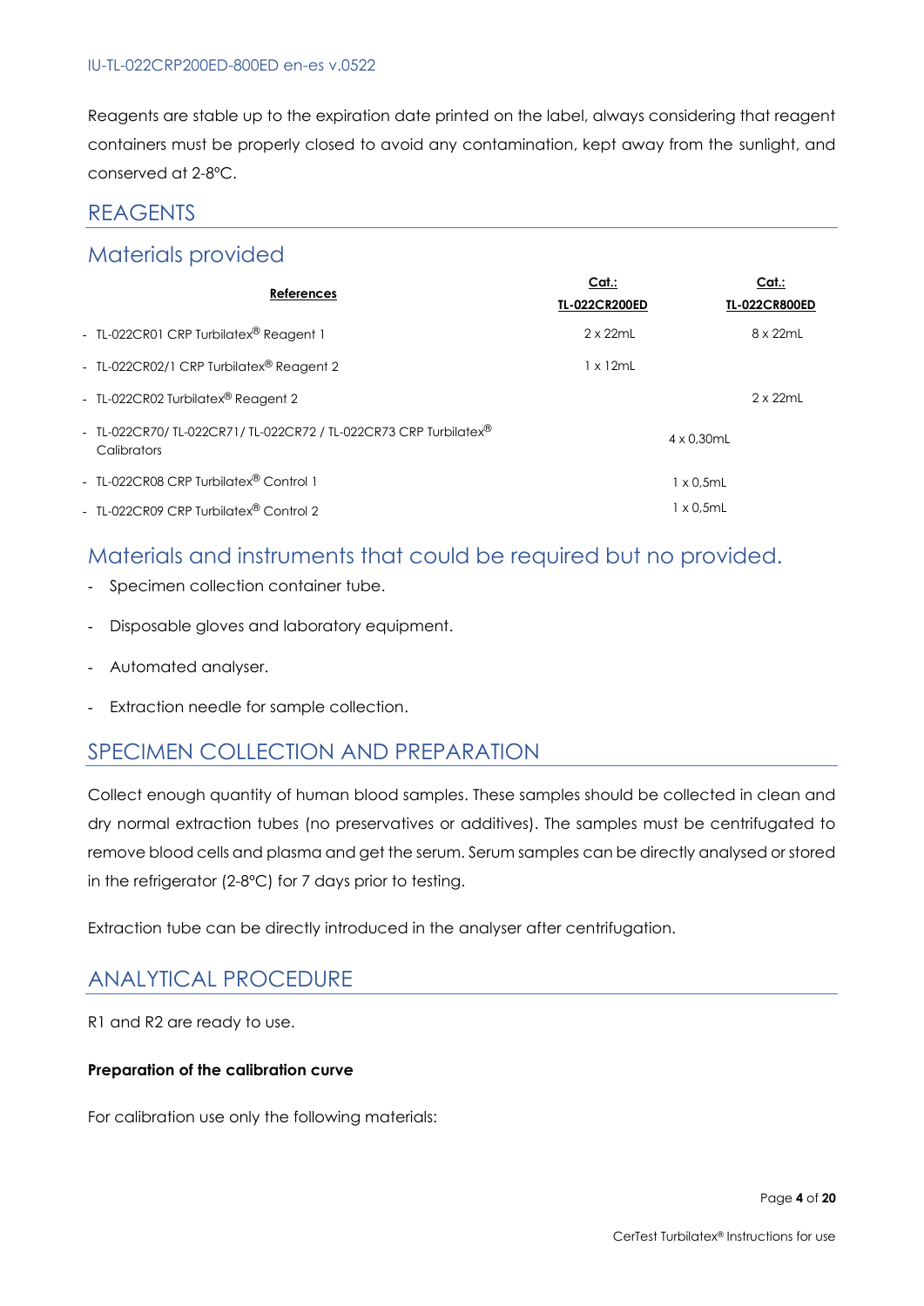Reagents are stable up to the expiration date printed on the label, always considering that reagent containers must be properly closed to avoid any contamination, kept away from the sunlight, and conserved at 2-8°C.

## REAGENTS

### Materials provided

| References | Cat.: TL-022CR200ED | Cat.: TL-022CR800ED |
|---|---|---|
| - TL-022CR01 CRP Turbilatex® Reagent 1 | 2 x 22mL | 8 x 22mL |
| - TL-022CR02/1 CRP Turbilatex® Reagent 2 | 1 x 12mL | |
| - TL-022CR02 Turbilatex® Reagent 2 | | 2 x 22mL |
| - TL-022CR70/ TL-022CR71/ TL-022CR72 / TL-022CR73 CRP Turbilatex® Calibrators | 4 x 0,30mL | |
| - TL-022CR08 CRP Turbilatex® Control 1 | 1 x 0,5mL | |
| - TL-022CR09 CRP Turbilatex® Control 2 | 1 x 0,5mL | |

### Materials and instruments that could be required but no provided.

- Specimen collection container tube.
- Disposable gloves and laboratory equipment.
- Automated analyser.
- Extraction needle for sample collection.

## SPECIMEN COLLECTION AND PREPARATION

Collect enough quantity of human blood samples. These samples should be collected in clean and dry normal extraction tubes (no preservatives or additives). The samples must be centrifugated to remove blood cells and plasma and get the serum. Serum samples can be directly analysed or stored in the refrigerator (2-8°C) for 7 days prior to testing.

Extraction tube can be directly introduced in the analyser after centrifugation.

## ANALYTICAL PROCEDURE

R1 and R2 are ready to use.

**Preparation of the calibration curve**

For calibration use only the following materials: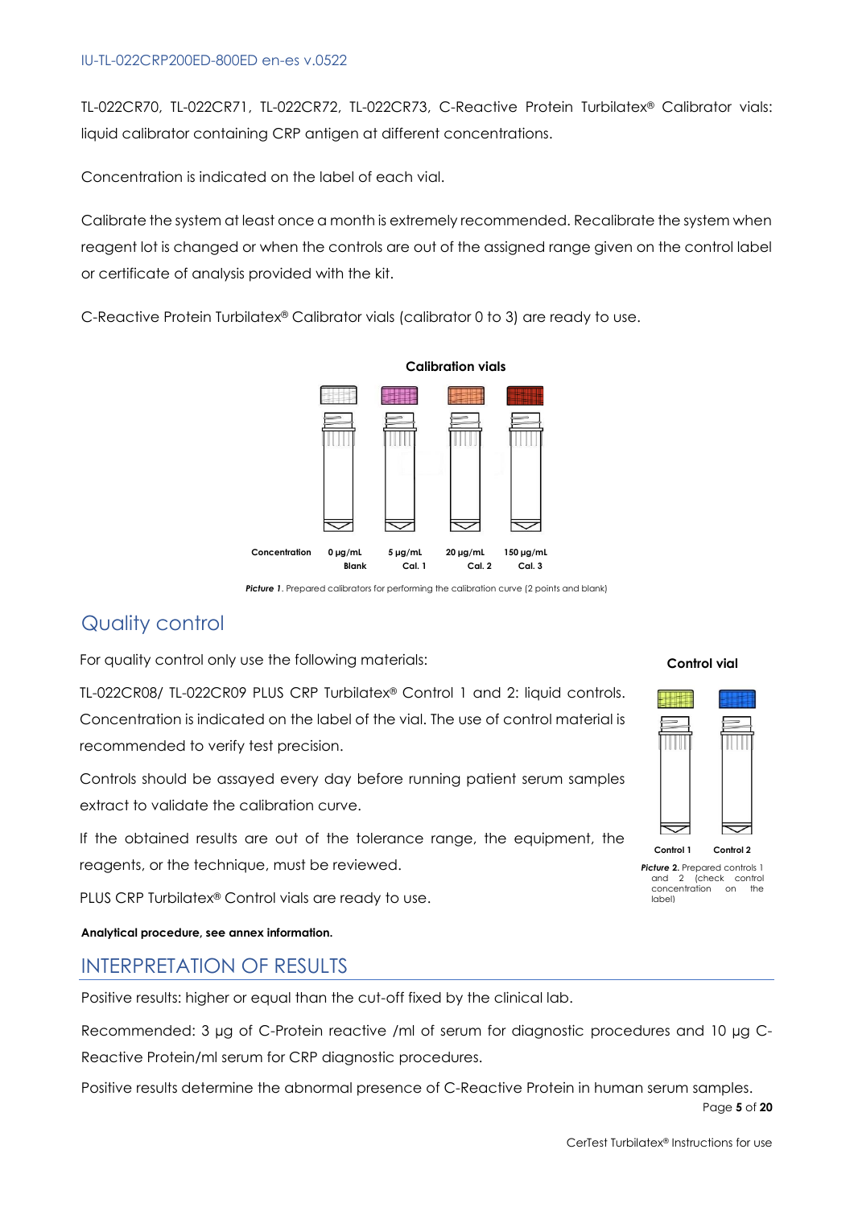TL-022CR70, TL-022CR71, TL-022CR72, TL-022CR73, C-Reactive Protein Turbilatex® Calibrator vials: liquid calibrator containing CRP antigen at different concentrations.

Concentration is indicated on the label of each vial.

Calibrate the system at least once a month is extremely recommended. Recalibrate the system when reagent lot is changed or when the controls are out of the assigned range given on the control label or certificate of analysis provided with the kit.

C-Reactive Protein Turbilatex® Calibrator vials (calibrator 0 to 3) are ready to use.

**Calibration vials**

| Concentration | 0 µg/mL | 5 µg/mL | 20 µg/mL | 150 µg/mL |
|---|---|---|---|---|
| | Blank | Cal. 1 | Cal. 2 | Cal. 3 |

***Picture 1***. Prepared calibrators for performing the calibration curve (2 points and blank)

## Quality control

For quality control only use the following materials:

TL-022CR08/ TL-022CR09 PLUS CRP Turbilatex® Control 1 and 2: liquid controls. Concentration is indicated on the label of the vial. The use of control material is recommended to verify test precision.

Controls should be assayed every day before running patient serum samples extract to validate the calibration curve.

If the obtained results are out of the tolerance range, the equipment, the reagents, or the technique, must be reviewed.

PLUS CRP Turbilatex® Control vials are ready to use.

**Control vial**

Control 1 Control 2

***Picture 2.*** Prepared controls 1 and 2 (check control concentration on the label)

**Analytical procedure, see annex information.**

## INTERPRETATION OF RESULTS

Positive results: higher or equal than the cut-off fixed by the clinical lab.

Recommended: 3 µg of C-Protein reactive /ml of serum for diagnostic procedures and 10 µg C-Reactive Protein/ml serum for CRP diagnostic procedures.

Positive results determine the abnormal presence of C-Reactive Protein in human serum samples.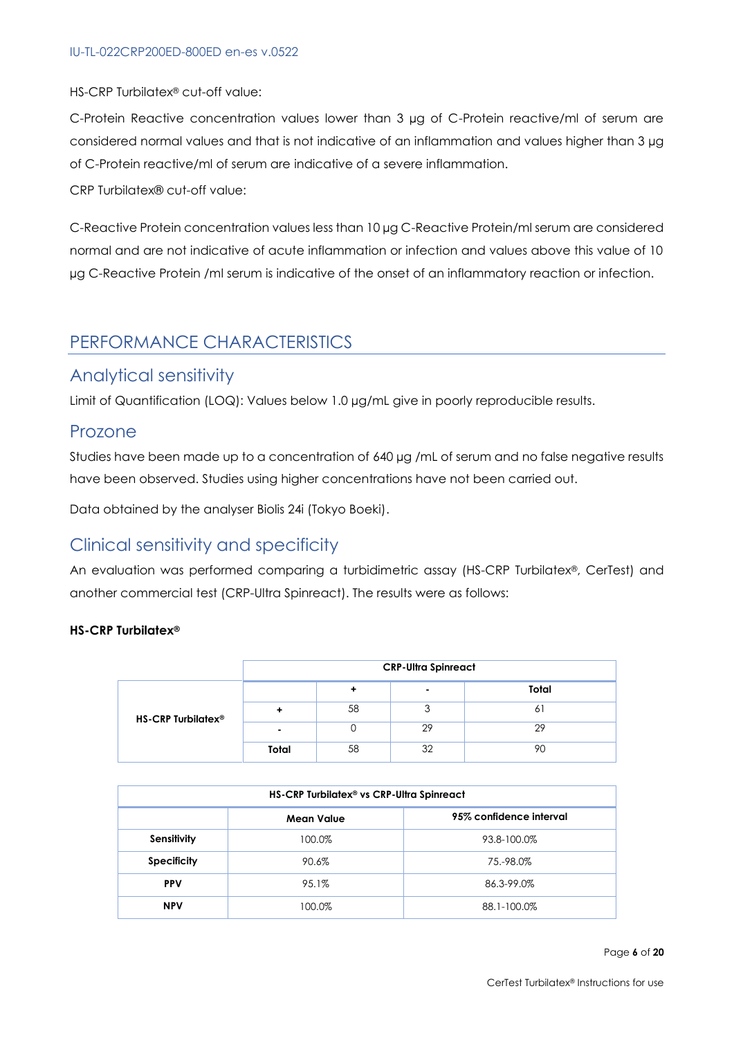HS-CRP Turbilatex® cut-off value:

C-Protein Reactive concentration values lower than 3 µg of C-Protein reactive/ml of serum are considered normal values and that is not indicative of an inflammation and values higher than 3 µg of C-Protein reactive/ml of serum are indicative of a severe inflammation.

CRP Turbilatex® cut-off value:

C-Reactive Protein concentration values less than 10 µg C-Reactive Protein/ml serum are considered normal and are not indicative of acute inflammation or infection and values above this value of 10 µg C-Reactive Protein /ml serum is indicative of the onset of an inflammatory reaction or infection.

# PERFORMANCE CHARACTERISTICS

## Analytical sensitivity

Limit of Quantification (LOQ): Values below 1.0 µg/mL give in poorly reproducible results.

## Prozone

Studies have been made up to a concentration of 640 µg /mL of serum and no false negative results have been observed. Studies using higher concentrations have not been carried out.

Data obtained by the analyser Biolis 24i (Tokyo Boeki).

## Clinical sensitivity and specificity

An evaluation was performed comparing a turbidimetric assay (HS-CRP Turbilatex®, CerTest) and another commercial test (CRP-Ultra Spinreact). The results were as follows:

**HS-CRP Turbilatex®**

| | | CRP-Ultra Spinreact | | |
|---|---|---|---|---|
| | | **+** | **-** | **Total** |
| **HS-CRP Turbilatex®** | **+** | 58 | 3 | 61 |
| | **-** | 0 | 29 | 29 |
| | **Total** | 58 | 32 | 90 |

| HS-CRP Turbilatex® vs CRP-Ultra Spinreact | | |
|---|---|---|
| | **Mean Value** | **95% confidence interval** |
| **Sensitivity** | 100.0% | 93.8-100.0% |
| **Specificity** | 90.6% | 75.-98.0% |
| **PPV** | 95.1% | 86.3-99.0% |
| **NPV** | 100.0% | 88.1-100.0% |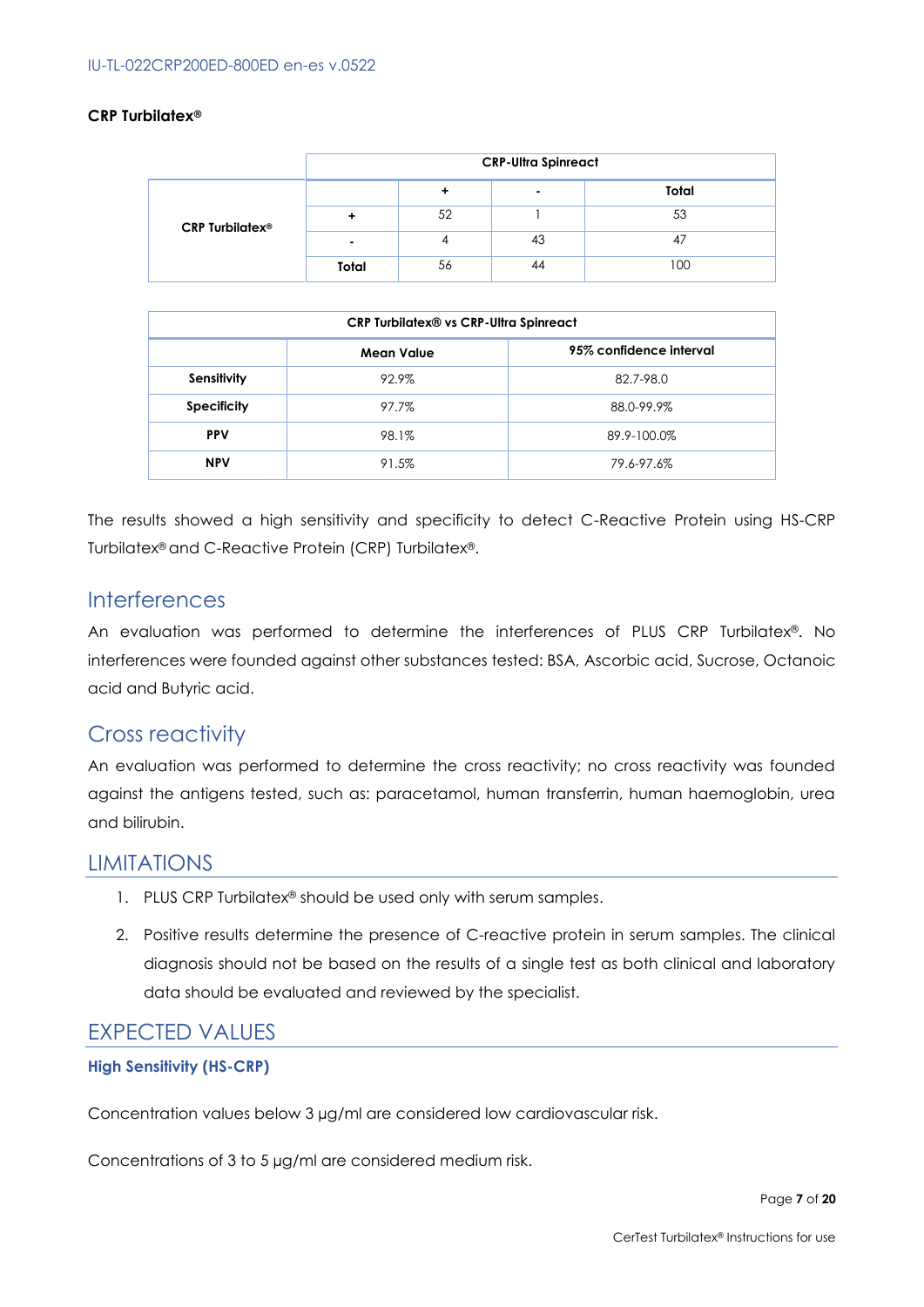**CRP Turbilatex®**

| | | CRP-Ultra Spinreact | | |
|---|---|---|---|---|
| | | + | - | Total |
| CRP Turbilatex® | + | 52 | 1 | 53 |
| | - | 4 | 43 | 47 |
| | Total | 56 | 44 | 100 |

| CRP Turbilatex® vs CRP-Ultra Spinreact | | |
|---|---|---|
| | Mean Value | 95% confidence interval |
| Sensitivity | 92.9% | 82.7-98.0 |
| Specificity | 97.7% | 88.0-99.9% |
| PPV | 98.1% | 89.9-100.0% |
| NPV | 91.5% | 79.6-97.6% |

The results showed a high sensitivity and specificity to detect C-Reactive Protein using HS-CRP Turbilatex® and C-Reactive Protein (CRP) Turbilatex®.

## Interferences

An evaluation was performed to determine the interferences of PLUS CRP Turbilatex®. No interferences were founded against other substances tested: BSA, Ascorbic acid, Sucrose, Octanoic acid and Butyric acid.

## Cross reactivity

An evaluation was performed to determine the cross reactivity; no cross reactivity was founded against the antigens tested, such as: paracetamol, human transferrin, human haemoglobin, urea and bilirubin.

## LIMITATIONS

1. PLUS CRP Turbilatex® should be used only with serum samples.
2. Positive results determine the presence of C-reactive protein in serum samples. The clinical diagnosis should not be based on the results of a single test as both clinical and laboratory data should be evaluated and reviewed by the specialist.

## EXPECTED VALUES

### High Sensitivity (HS-CRP)

Concentration values below 3 µg/ml are considered low cardiovascular risk.

Concentrations of 3 to 5 µg/ml are considered medium risk.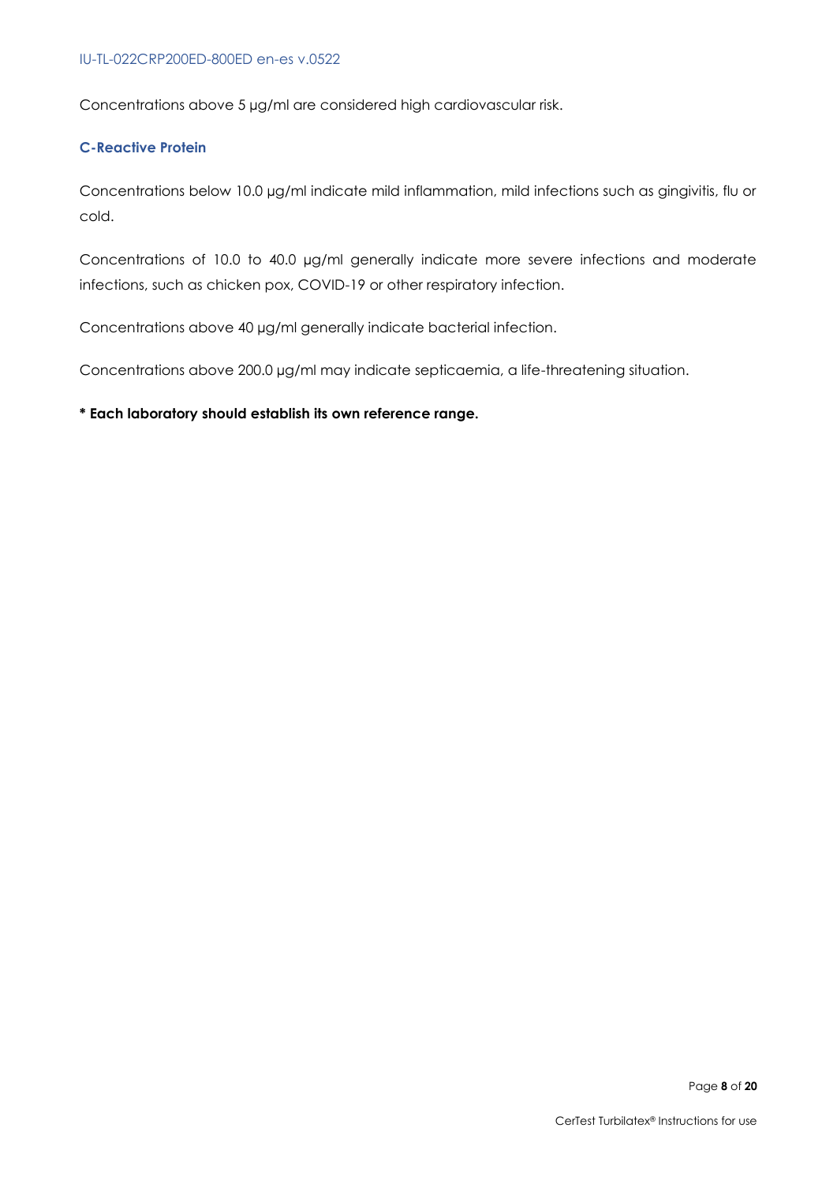Concentrations above 5 µg/ml are considered high cardiovascular risk.

### C-Reactive Protein

Concentrations below 10.0 µg/ml indicate mild inflammation, mild infections such as gingivitis, flu or cold.

Concentrations of 10.0 to 40.0 µg/ml generally indicate more severe infections and moderate infections, such as chicken pox, COVID-19 or other respiratory infection.

Concentrations above 40 µg/ml generally indicate bacterial infection.

Concentrations above 200.0 µg/ml may indicate septicaemia, a life-threatening situation.

**\* Each laboratory should establish its own reference range.**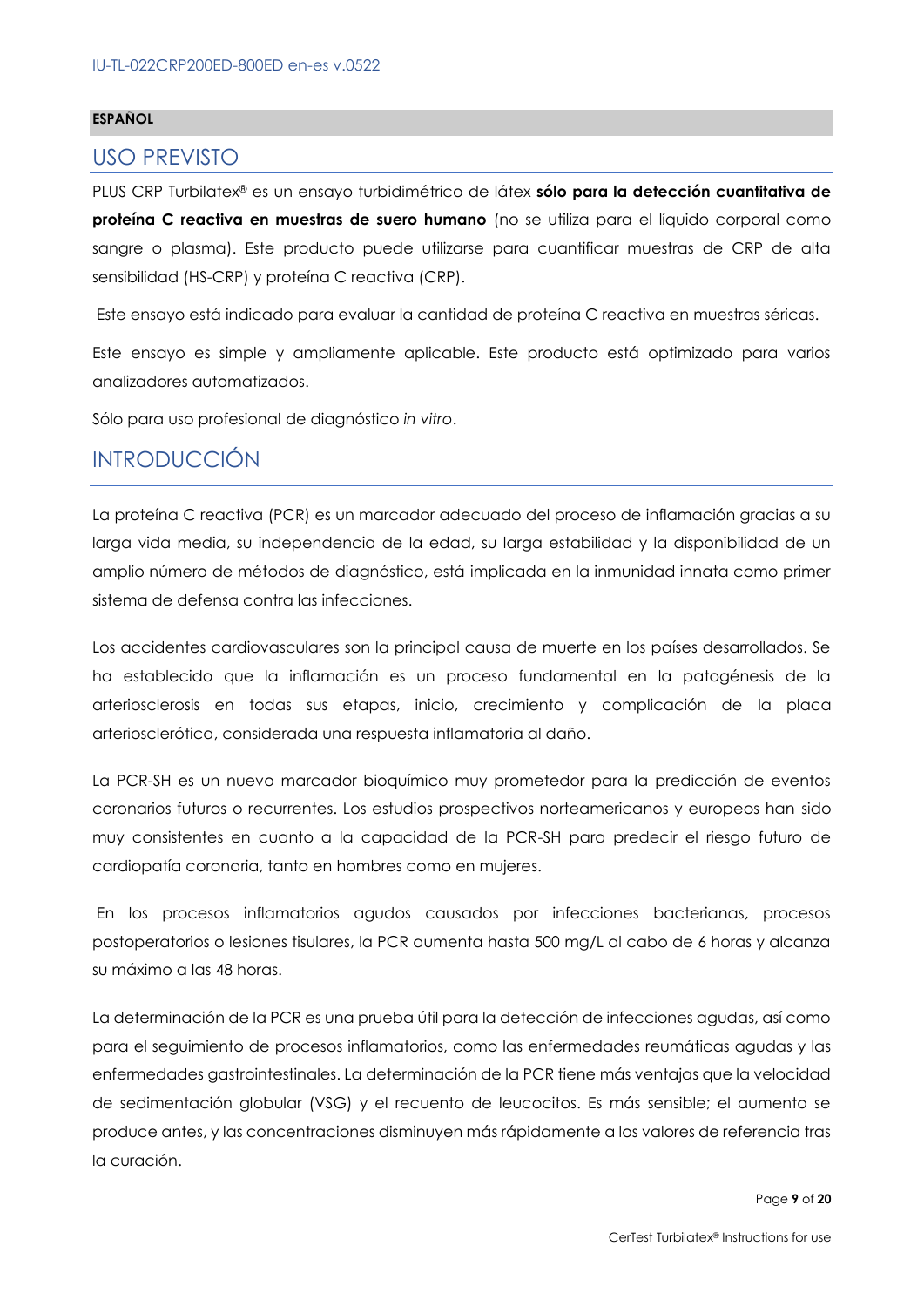**ESPAÑOL**

## USO PREVISTO

PLUS CRP Turbilatex® es un ensayo turbidimétrico de látex **sólo para la detección cuantitativa de proteína C reactiva en muestras de suero humano** (no se utiliza para el líquido corporal como sangre o plasma). Este producto puede utilizarse para cuantificar muestras de CRP de alta sensibilidad (HS-CRP) y proteína C reactiva (CRP).

Este ensayo está indicado para evaluar la cantidad de proteína C reactiva en muestras séricas.

Este ensayo es simple y ampliamente aplicable. Este producto está optimizado para varios analizadores automatizados.

Sólo para uso profesional de diagnóstico *in vitro*.

## INTRODUCCIÓN

La proteína C reactiva (PCR) es un marcador adecuado del proceso de inflamación gracias a su larga vida media, su independencia de la edad, su larga estabilidad y la disponibilidad de un amplio número de métodos de diagnóstico, está implicada en la inmunidad innata como primer sistema de defensa contra las infecciones.

Los accidentes cardiovasculares son la principal causa de muerte en los países desarrollados. Se ha establecido que la inflamación es un proceso fundamental en la patogénesis de la arteriosclerosis en todas sus etapas, inicio, crecimiento y complicación de la placa arteriosclerótica, considerada una respuesta inflamatoria al daño.

La PCR-SH es un nuevo marcador bioquímico muy prometedor para la predicción de eventos coronarios futuros o recurrentes. Los estudios prospectivos norteamericanos y europeos han sido muy consistentes en cuanto a la capacidad de la PCR-SH para predecir el riesgo futuro de cardiopatía coronaria, tanto en hombres como en mujeres.

En los procesos inflamatorios agudos causados por infecciones bacterianas, procesos postoperatorios o lesiones tisulares, la PCR aumenta hasta 500 mg/L al cabo de 6 horas y alcanza su máximo a las 48 horas.

La determinación de la PCR es una prueba útil para la detección de infecciones agudas, así como para el seguimiento de procesos inflamatorios, como las enfermedades reumáticas agudas y las enfermedades gastrointestinales. La determinación de la PCR tiene más ventajas que la velocidad de sedimentación globular (VSG) y el recuento de leucocitos. Es más sensible; el aumento se produce antes, y las concentraciones disminuyen más rápidamente a los valores de referencia tras la curación.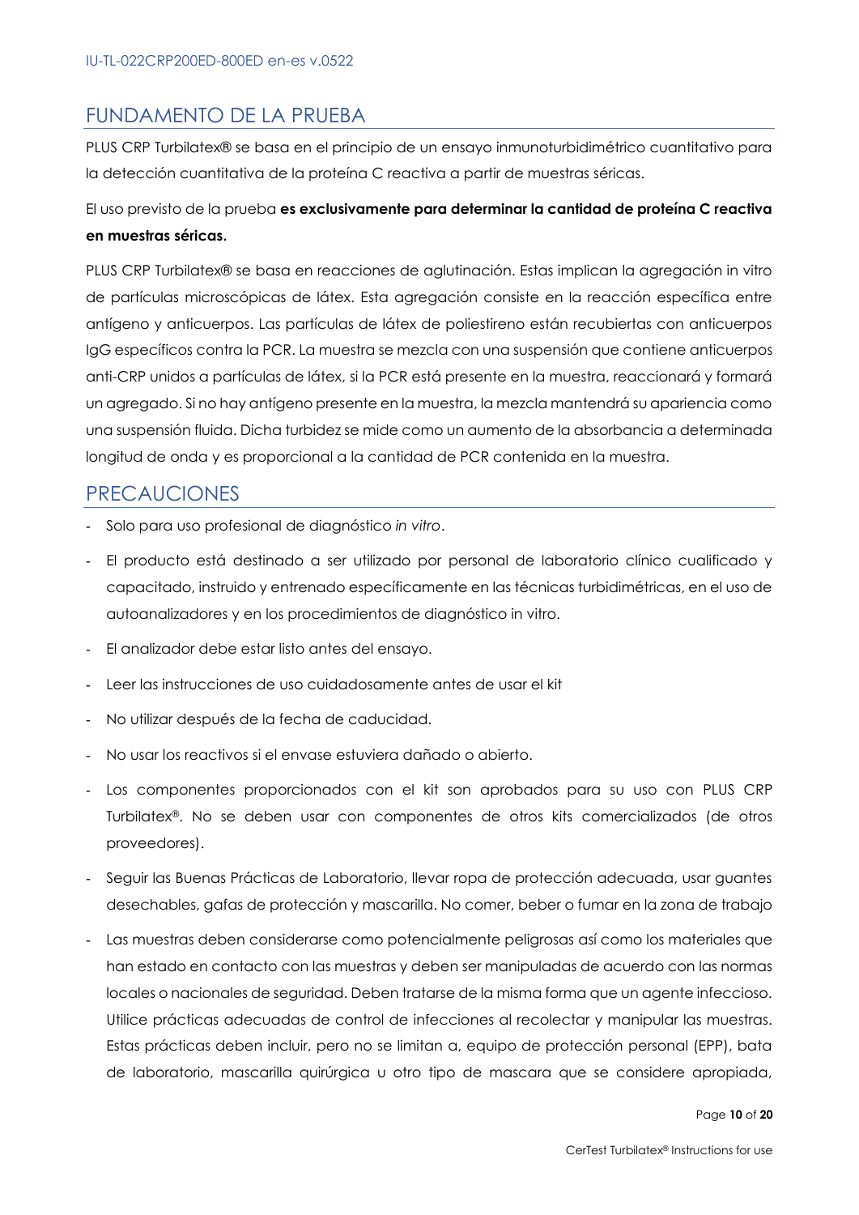## FUNDAMENTO DE LA PRUEBA

PLUS CRP Turbilatex® se basa en el principio de un ensayo inmunoturbidimétrico cuantitativo para la detección cuantitativa de la proteína C reactiva a partir de muestras séricas.

El uso previsto de la prueba **es exclusivamente para determinar la cantidad de proteína C reactiva en muestras séricas.**

PLUS CRP Turbilatex® se basa en reacciones de aglutinación. Estas implican la agregación in vitro de partículas microscópicas de látex. Esta agregación consiste en la reacción específica entre antígeno y anticuerpos. Las partículas de látex de poliestireno están recubiertas con anticuerpos IgG específicos contra la PCR. La muestra se mezcla con una suspensión que contiene anticuerpos anti-CRP unidos a partículas de látex, si la PCR está presente en la muestra, reaccionará y formará un agregado. Si no hay antígeno presente en la muestra, la mezcla mantendrá su apariencia como una suspensión fluida. Dicha turbidez se mide como un aumento de la absorbancia a determinada longitud de onda y es proporcional a la cantidad de PCR contenida en la muestra.

## PRECAUCIONES

- Solo para uso profesional de diagnóstico *in vitro*.
- El producto está destinado a ser utilizado por personal de laboratorio clínico cualificado y capacitado, instruido y entrenado específicamente en las técnicas turbidimétricas, en el uso de autoanalizadores y en los procedimientos de diagnóstico in vitro.
- El analizador debe estar listo antes del ensayo.
- Leer las instrucciones de uso cuidadosamente antes de usar el kit
- No utilizar después de la fecha de caducidad.
- No usar los reactivos si el envase estuviera dañado o abierto.
- Los componentes proporcionados con el kit son aprobados para su uso con PLUS CRP Turbilatex®. No se deben usar con componentes de otros kits comercializados (de otros proveedores).
- Seguir las Buenas Prácticas de Laboratorio, llevar ropa de protección adecuada, usar guantes desechables, gafas de protección y mascarilla. No comer, beber o fumar en la zona de trabajo
- Las muestras deben considerarse como potencialmente peligrosas así como los materiales que han estado en contacto con las muestras y deben ser manipuladas de acuerdo con las normas locales o nacionales de seguridad. Deben tratarse de la misma forma que un agente infeccioso. Utilice prácticas adecuadas de control de infecciones al recolectar y manipular las muestras. Estas prácticas deben incluir, pero no se limitan a, equipo de protección personal (EPP), bata de laboratorio, mascarilla quirúrgica u otro tipo de mascara que se considere apropiada,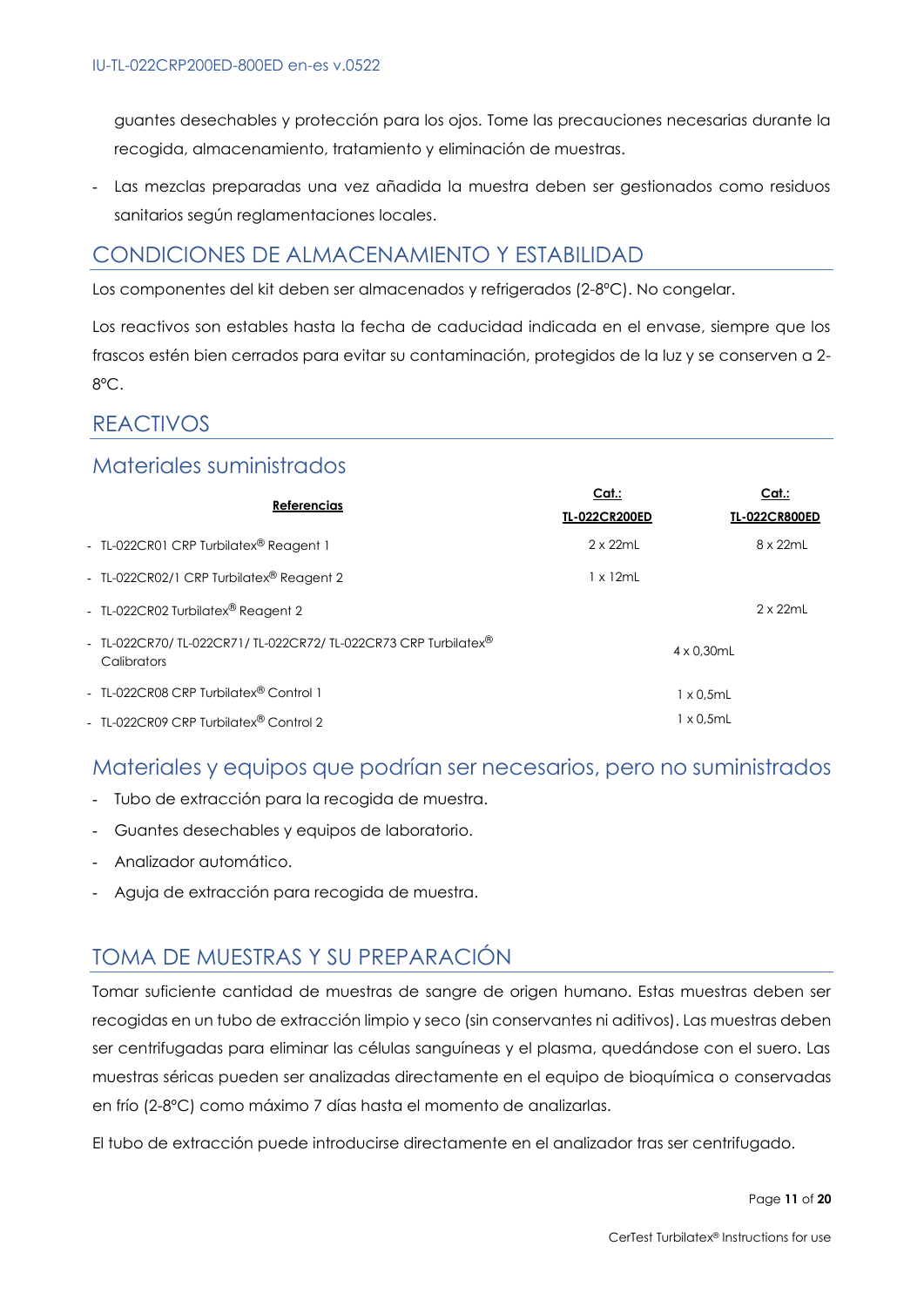guantes desechables y protección para los ojos. Tome las precauciones necesarias durante la recogida, almacenamiento, tratamiento y eliminación de muestras.

- Las mezclas preparadas una vez añadida la muestra deben ser gestionados como residuos sanitarios según reglamentaciones locales.

## CONDICIONES DE ALMACENAMIENTO Y ESTABILIDAD

Los componentes del kit deben ser almacenados y refrigerados (2-8ºC). No congelar.

Los reactivos son estables hasta la fecha de caducidad indicada en el envase, siempre que los frascos estén bien cerrados para evitar su contaminación, protegidos de la luz y se conserven a 2-8ºC.

## REACTIVOS

### Materiales suministrados

| Referencias | Cat.: TL-022CR200ED | Cat.: TL-022CR800ED |
|---|---|---|
| - TL-022CR01 CRP Turbilatex® Reagent 1 | 2 x 22mL | 8 x 22mL |
| - TL-022CR02/1 CRP Turbilatex® Reagent 2 | 1 x 12mL | |
| - TL-022CR02 Turbilatex® Reagent 2 | | 2 x 22mL |
| - TL-022CR70/ TL-022CR71/ TL-022CR72/ TL-022CR73 CRP Turbilatex® Calibrators | 4 x 0,30mL | |
| - TL-022CR08 CRP Turbilatex® Control 1 | 1 x 0,5mL | |
| - TL-022CR09 CRP Turbilatex® Control 2 | 1 x 0,5mL | |

### Materiales y equipos que podrían ser necesarios, pero no suministrados

- Tubo de extracción para la recogida de muestra.
- Guantes desechables y equipos de laboratorio.
- Analizador automático.
- Aguja de extracción para recogida de muestra.

## TOMA DE MUESTRAS Y SU PREPARACIÓN

Tomar suficiente cantidad de muestras de sangre de origen humano. Estas muestras deben ser recogidas en un tubo de extracción limpio y seco (sin conservantes ni aditivos). Las muestras deben ser centrifugadas para eliminar las células sanguíneas y el plasma, quedándose con el suero. Las muestras séricas pueden ser analizadas directamente en el equipo de bioquímica o conservadas en frío (2-8ºC) como máximo 7 días hasta el momento de analizarlas.

El tubo de extracción puede introducirse directamente en el analizador tras ser centrifugado.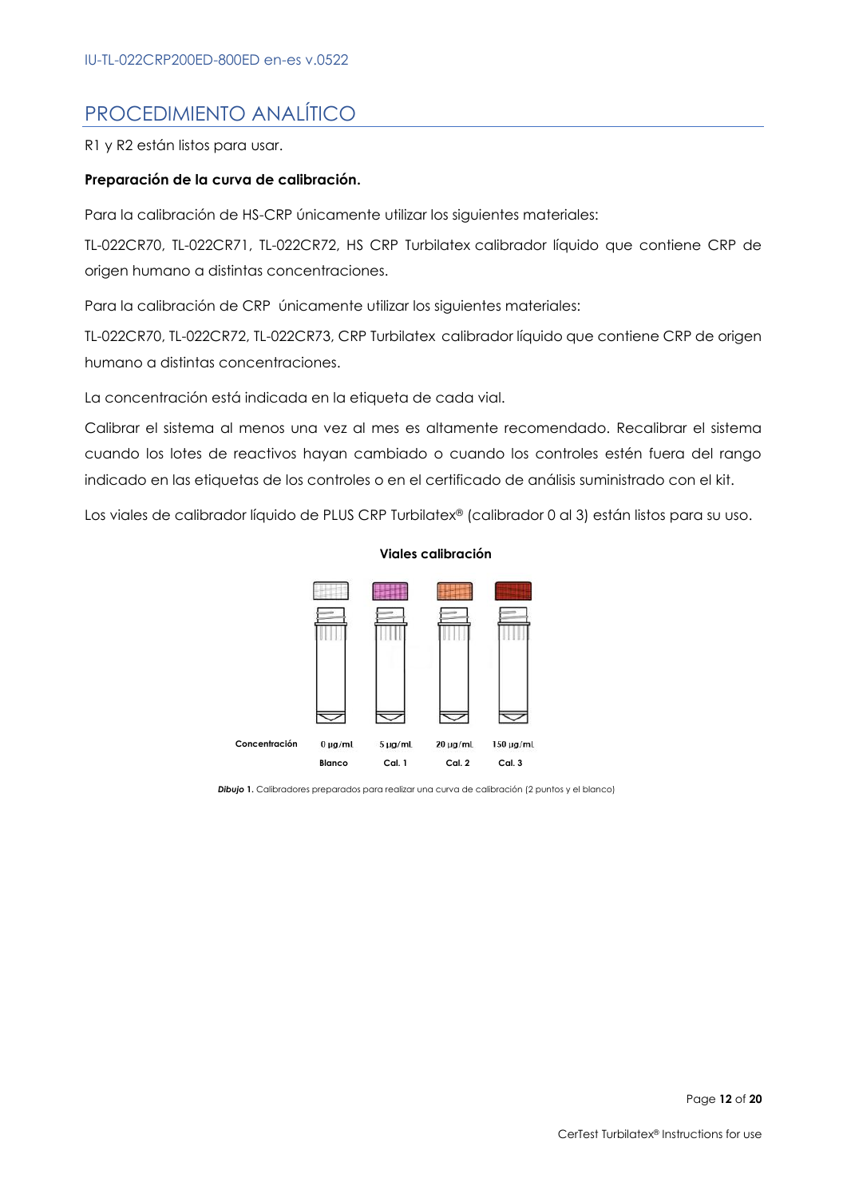## PROCEDIMIENTO ANALÍTICO

R1 y R2 están listos para usar.

**Preparación de la curva de calibración.**

Para la calibración de HS-CRP únicamente utilizar los siguientes materiales:

TL-022CR70, TL-022CR71, TL-022CR72, HS CRP Turbilatex calibrador líquido que contiene CRP de origen humano a distintas concentraciones.

Para la calibración de CRP únicamente utilizar los siguientes materiales:

TL-022CR70, TL-022CR72, TL-022CR73, CRP Turbilatex calibrador líquido que contiene CRP de origen humano a distintas concentraciones.

La concentración está indicada en la etiqueta de cada vial.

Calibrar el sistema al menos una vez al mes es altamente recomendado. Recalibrar el sistema cuando los lotes de reactivos hayan cambiado o cuando los controles estén fuera del rango indicado en las etiquetas de los controles o en el certificado de análisis suministrado con el kit.

Los viales de calibrador líquido de PLUS CRP Turbilatex® (calibrador 0 al 3) están listos para su uso.

**Viales calibración**

| Concentración | 0 µg/mL | 5 µg/mL | 20 µg/mL | 150 µg/mL |
|---|---|---|---|---|
| | Blanco | Cal. 1 | Cal. 2 | Cal. 3 |

***Dibujo 1.*** Calibradores preparados para realizar una curva de calibración (2 puntos y el blanco)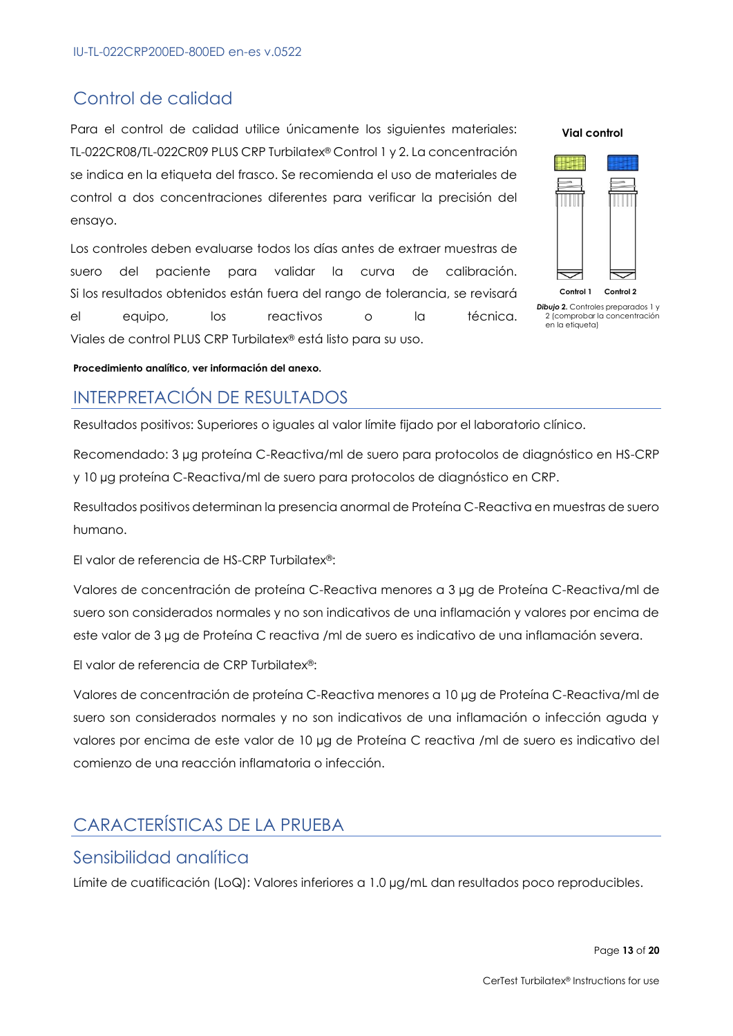## Control de calidad

Para el control de calidad utilice únicamente los siguientes materiales: TL-022CR08/TL-022CR09 PLUS CRP Turbilatex® Control 1 y 2. La concentración se indica en la etiqueta del frasco. Se recomienda el uso de materiales de control a dos concentraciones diferentes para verificar la precisión del ensayo.

Los controles deben evaluarse todos los días antes de extraer muestras de suero del paciente para validar la curva de calibración. Si los resultados obtenidos están fuera del rango de tolerancia, se revisará el equipo, los reactivos o la técnica. Viales de control PLUS CRP Turbilatex® está listo para su uso.

**Vial control**

Control 1 Control 2

***Dibujo 2.*** Controles preparados 1 y 2 (comprobar la concentración en la etiqueta)

**Procedimiento analítico, ver información del anexo.**

## INTERPRETACIÓN DE RESULTADOS

Resultados positivos: Superiores o iguales al valor límite fijado por el laboratorio clínico.

Recomendado: 3 µg proteína C-Reactiva/ml de suero para protocolos de diagnóstico en HS-CRP y 10 µg proteína C-Reactiva/ml de suero para protocolos de diagnóstico en CRP.

Resultados positivos determinan la presencia anormal de Proteína C-Reactiva en muestras de suero humano.

El valor de referencia de HS-CRP Turbilatex®:

Valores de concentración de proteína C-Reactiva menores a 3 µg de Proteína C-Reactiva/ml de suero son considerados normales y no son indicativos de una inflamación y valores por encima de este valor de 3 µg de Proteína C reactiva /ml de suero es indicativo de una inflamación severa.

El valor de referencia de CRP Turbilatex®:

Valores de concentración de proteína C-Reactiva menores a 10 µg de Proteína C-Reactiva/ml de suero son considerados normales y no son indicativos de una inflamación o infección aguda y valores por encima de este valor de 10 µg de Proteína C reactiva /ml de suero es indicativo del comienzo de una reacción inflamatoria o infección.

## CARACTERÍSTICAS DE LA PRUEBA

### Sensibilidad analítica

Límite de cuatificación (LoQ): Valores inferiores a 1.0 µg/mL dan resultados poco reproducibles.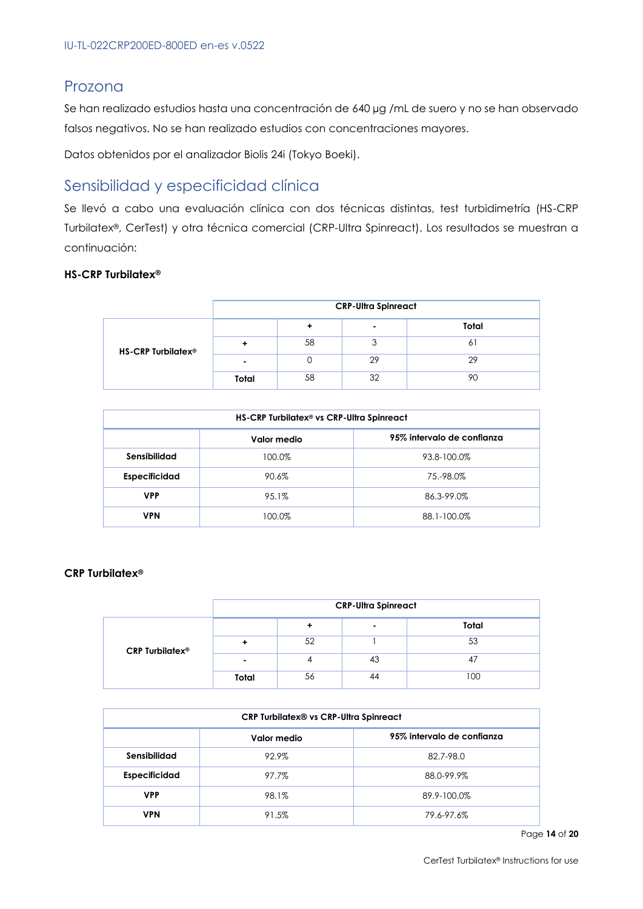## Prozona

Se han realizado estudios hasta una concentración de 640 µg /mL de suero y no se han observado falsos negativos. No se han realizado estudios con concentraciones mayores.

Datos obtenidos por el analizador Biolis 24i (Tokyo Boeki).

## Sensibilidad y especificidad clínica

Se llevó a cabo una evaluación clínica con dos técnicas distintas, test turbidimetría (HS-CRP Turbilatex®, CerTest) y otra técnica comercial (CRP-Ultra Spinreact). Los resultados se muestran a continuación:

**HS-CRP Turbilatex®**

| | | CRP-Ultra Spinreact | | |
|---|---|---|---|---|
| | | **+** | **-** | **Total** |
| **HS-CRP Turbilatex®** | **+** | 58 | 3 | 61 |
| | **-** | 0 | 29 | 29 |
| | **Total** | 58 | 32 | 90 |

| HS-CRP Turbilatex® vs CRP-Ultra Spinreact | | |
|---|---|---|
| | **Valor medio** | **95% intervalo de confianza** |
| **Sensibilidad** | 100.0% | 93.8-100.0% |
| **Especificidad** | 90.6% | 75.-98.0% |
| **VPP** | 95.1% | 86.3-99.0% |
| **VPN** | 100.0% | 88.1-100.0% |

**CRP Turbilatex®**

| | | CRP-Ultra Spinreact | | |
|---|---|---|---|---|
| | | **+** | **-** | **Total** |
| **CRP Turbilatex®** | **+** | 52 | 1 | 53 |
| | **-** | 4 | 43 | 47 |
| | **Total** | 56 | 44 | 100 |

| CRP Turbilatex® vs CRP-Ultra Spinreact | | |
|---|---|---|
| | **Valor medio** | **95% intervalo de confianza** |
| **Sensibilidad** | 92.9% | 82.7-98.0 |
| **Especificidad** | 97.7% | 88.0-99.9% |
| **VPP** | 98.1% | 89.9-100.0% |
| **VPN** | 91.5% | 79.6-97.6% |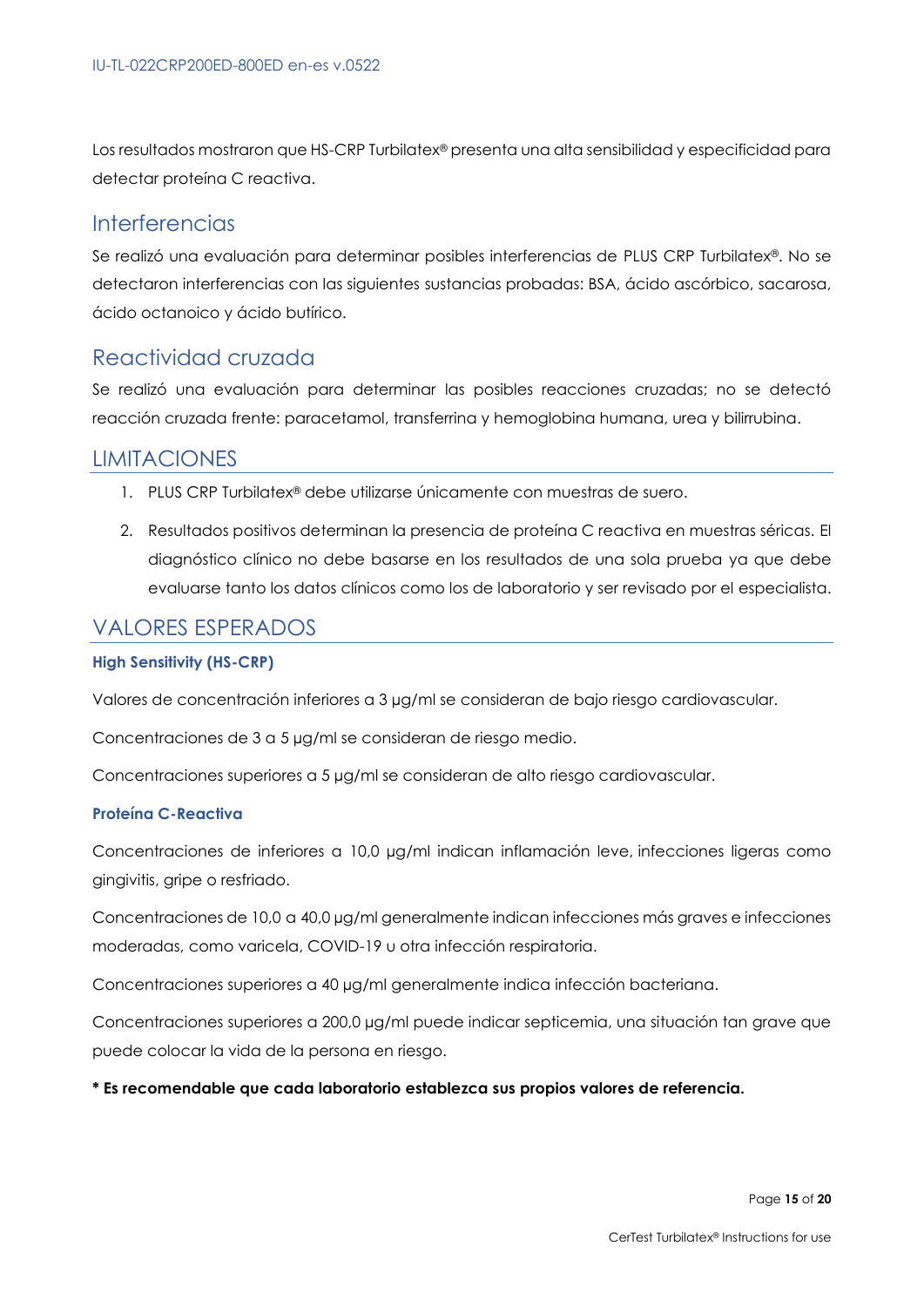Los resultados mostraron que HS-CRP Turbilatex® presenta una alta sensibilidad y especificidad para detectar proteína C reactiva.

## Interferencias

Se realizó una evaluación para determinar posibles interferencias de PLUS CRP Turbilatex®. No se detectaron interferencias con las siguientes sustancias probadas: BSA, ácido ascórbico, sacarosa, ácido octanoico y ácido butírico.

## Reactividad cruzada

Se realizó una evaluación para determinar las posibles reacciones cruzadas; no se detectó reacción cruzada frente: paracetamol, transferrina y hemoglobina humana, urea y bilirrubina.

# LIMITACIONES

1. PLUS CRP Turbilatex® debe utilizarse únicamente con muestras de suero.
2. Resultados positivos determinan la presencia de proteína C reactiva en muestras séricas. El diagnóstico clínico no debe basarse en los resultados de una sola prueba ya que debe evaluarse tanto los datos clínicos como los de laboratorio y ser revisado por el especialista.

# VALORES ESPERADOS

### High Sensitivity (HS-CRP)

Valores de concentración inferiores a 3 µg/ml se consideran de bajo riesgo cardiovascular.

Concentraciones de 3 a 5 µg/ml se consideran de riesgo medio.

Concentraciones superiores a 5 µg/ml se consideran de alto riesgo cardiovascular.

### Proteína C-Reactiva

Concentraciones de inferiores a 10,0 µg/ml indican inflamación leve, infecciones ligeras como gingivitis, gripe o resfriado.

Concentraciones de 10,0 a 40,0 µg/ml generalmente indican infecciones más graves e infecciones moderadas, como varicela, COVID-19 u otra infección respiratoria.

Concentraciones superiores a 40 µg/ml generalmente indica infección bacteriana.

Concentraciones superiores a 200,0 µg/ml puede indicar septicemia, una situación tan grave que puede colocar la vida de la persona en riesgo.

**\* Es recomendable que cada laboratorio establezca sus propios valores de referencia.**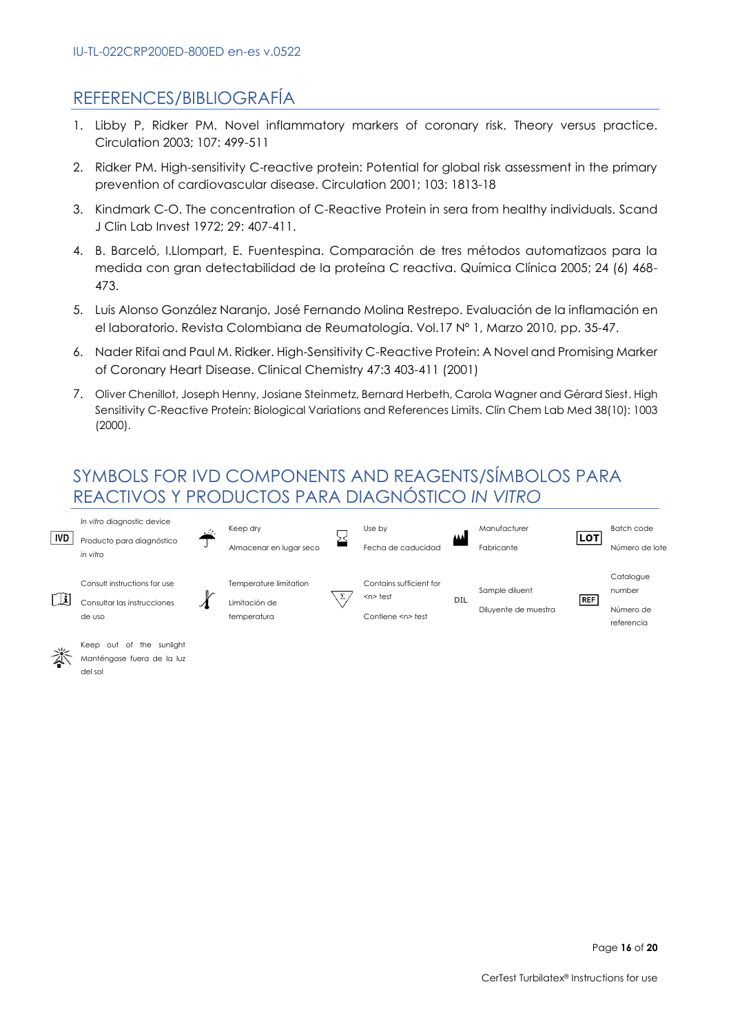## REFERENCES/BIBLIOGRAFÍA

1. Libby P, Ridker PM. Novel inflammatory markers of coronary risk. Theory versus practice. Circulation 2003; 107: 499-511
2. Ridker PM. High-sensitivity C-reactive protein: Potential for global risk assessment in the primary prevention of cardiovascular disease. Circulation 2001; 103: 1813-18
3. Kindmark C-O. The concentration of C-Reactive Protein in sera from healthy individuals. Scand J Clin Lab Invest 1972; 29: 407-411.
4. B. Barceló, I.Llompart, E. Fuentespina. Comparación de tres métodos automatizaos para la medida con gran detectabilidad de la proteína C reactiva. Química Clínica 2005; 24 (6) 468-473.
5. Luis Alonso González Naranjo, José Fernando Molina Restrepo. Evaluación de la inflamación en el laboratorio. Revista Colombiana de Reumatología. Vol.17 Nº 1, Marzo 2010, pp. 35-47.
6. Nader Rifai and Paul M. Ridker. High-Sensitivity C-Reactive Protein: A Novel and Promising Marker of Coronary Heart Disease. Clinical Chemistry 47:3 403-411 (2001)
7. Oliver Chenillot, Joseph Henny, Josiane Steinmetz, Bernard Herbeth, Carola Wagner and Gérard Siest. High Sensitivity C-Reactive Protein: Biological Variations and References Limits. Clin Chem Lab Med 38(10): 1003 (2000).

## SYMBOLS FOR IVD COMPONENTS AND REAGENTS/SÍMBOLOS PARA REACTIVOS Y PRODUCTOS PARA DIAGNÓSTICO *IN VITRO*

| Symbol | Meaning | Symbol | Meaning | Symbol | Meaning | Symbol | Meaning | Symbol | Meaning |
|---|---|---|---|---|---|---|---|---|---|
| IVD | *In vitro* diagnostic device / Producto para diagnóstico *in vitro* | | Keep dry / Almacenar en lugar seco | | Use by / Fecha de caducidad | | Manufacturer / Fabricante | LOT | Batch code / Número de lote |
| | Consult instructions for use / Consultar las instrucciones de uso | | Temperature limitation / Limitación de temperatura | Σ | Contains sufficient for <n> test / Contiene <n> test | DIL | Sample diluent / Diluyente de muestra | REF | Catalogue number / Número de referencia |
| | Keep out of the sunlight / Manténgase fuera de la luz del sol | | | | | | | | |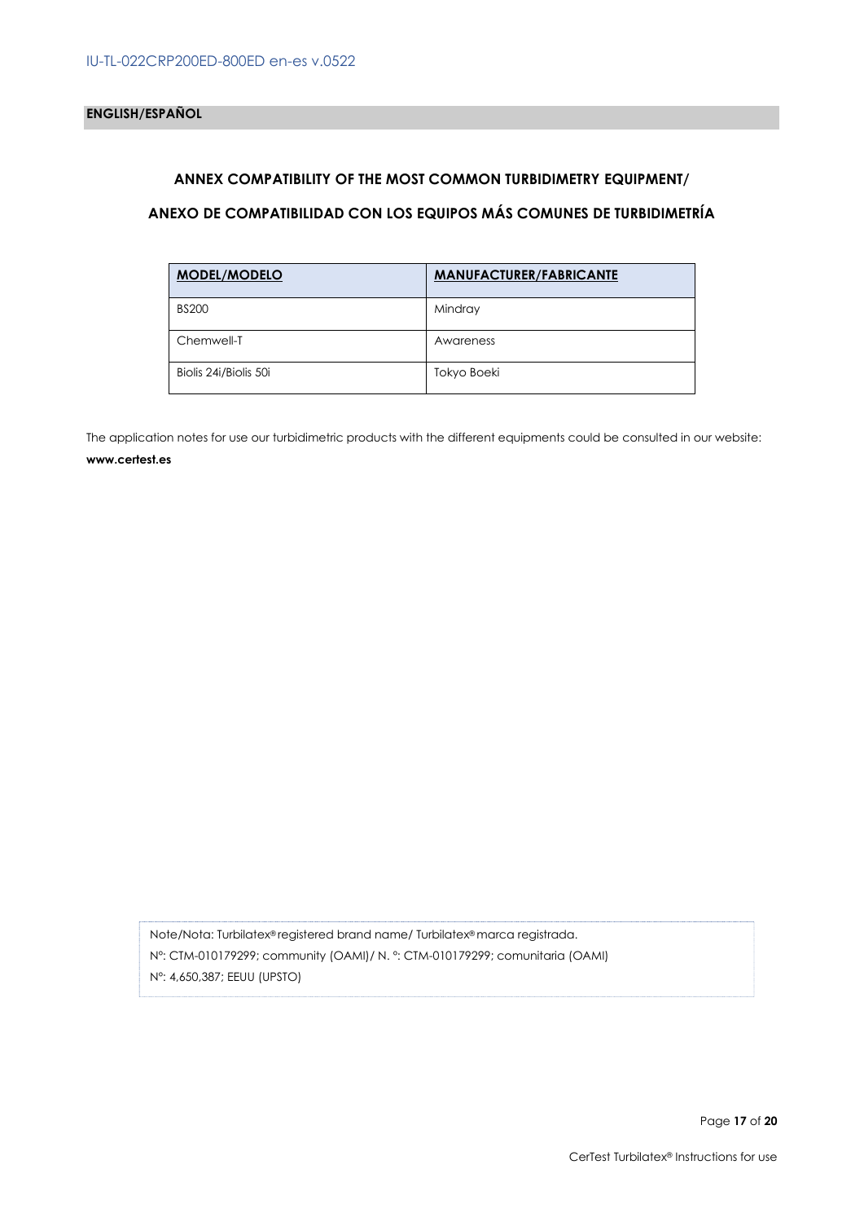**ENGLISH/ESPAÑOL**

## ANNEX COMPATIBILITY OF THE MOST COMMON TURBIDIMETRY EQUIPMENT/

## ANEXO DE COMPATIBILIDAD CON LOS EQUIPOS MÁS COMUNES DE TURBIDIMETRÍA

| MODEL/MODELO | MANUFACTURER/FABRICANTE |
|---|---|
| BS200 | Mindray |
| Chemwell-T | Awareness |
| Biolis 24i/Biolis 50i | Tokyo Boeki |

The application notes for use our turbidimetric products with the different equipments could be consulted in our website: **www.certest.es**

Note/Nota: Turbilatex® registered brand name/ Turbilatex® marca registrada.
Nº: CTM-010179299; community (OAMI)/ N. º: CTM-010179299; comunitaria (OAMI)
Nº: 4,650,387; EEUU (UPSTO)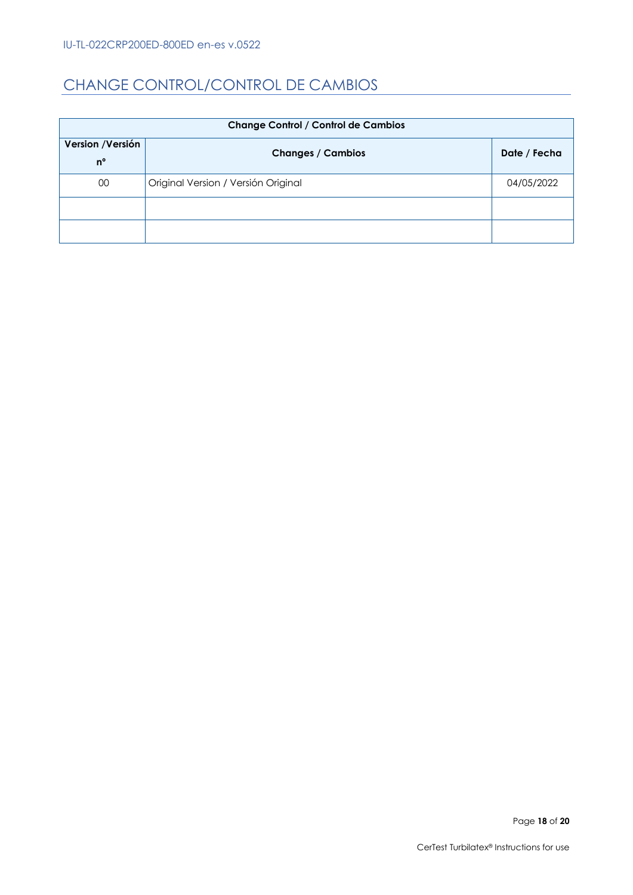## CHANGE CONTROL/CONTROL DE CAMBIOS

| Change Control / Control de Cambios | | |
|---|---|---|
| **Version /Versión nº** | **Changes / Cambios** | **Date / Fecha** |
| 00 | Original Version / Versión Original | 04/05/2022 |
| | | |
| | | |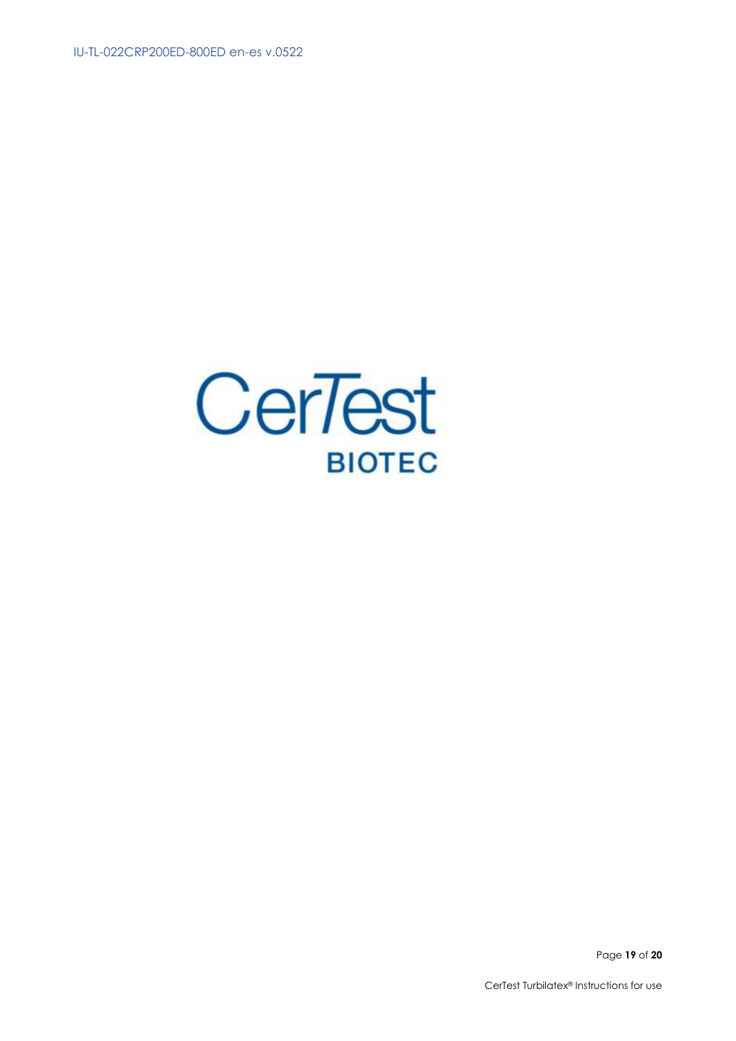CerTest

BIOTEC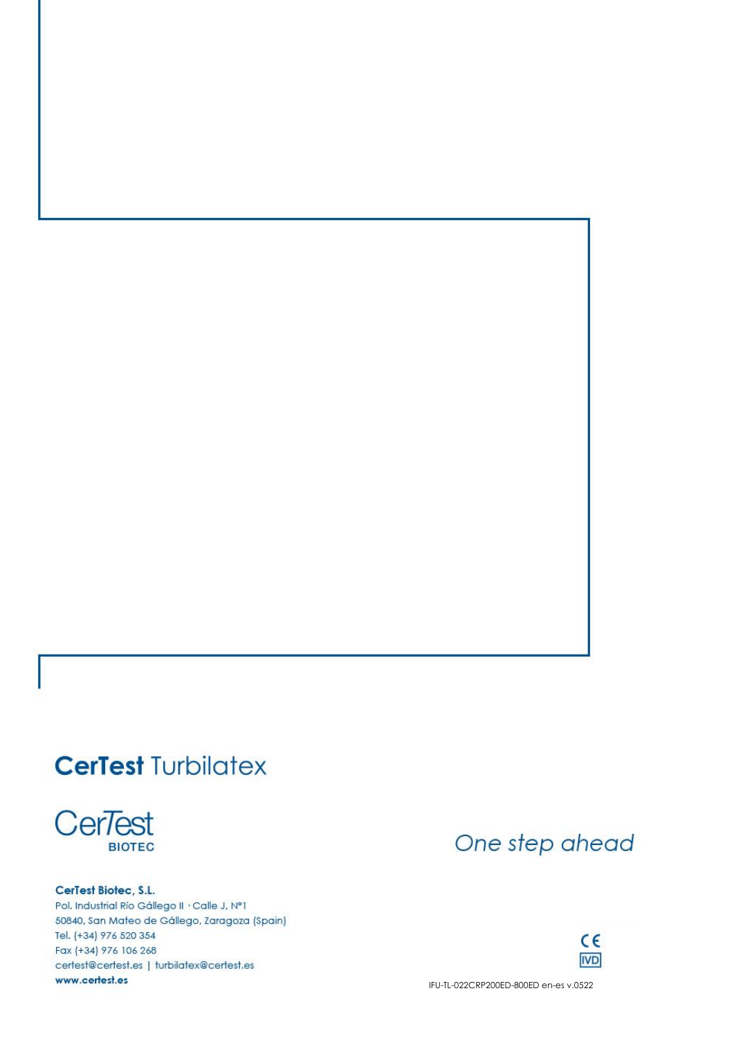**CerTest** Turbilatex

CerTest
BIOTEC

*One step ahead*

**CerTest Biotec, S.L.**
Pol. Industrial Río Gállego II · Calle J, Nº1
50840, San Mateo de Gállego, Zaragoza (Spain)
Tel. (+34) 976 520 354
Fax (+34) 976 106 268
certest@certest.es | turbilatex@certest.es
**www.certest.es**

CE
IVD

IFU-TL-022CRP200ED-800ED en-es v.0522